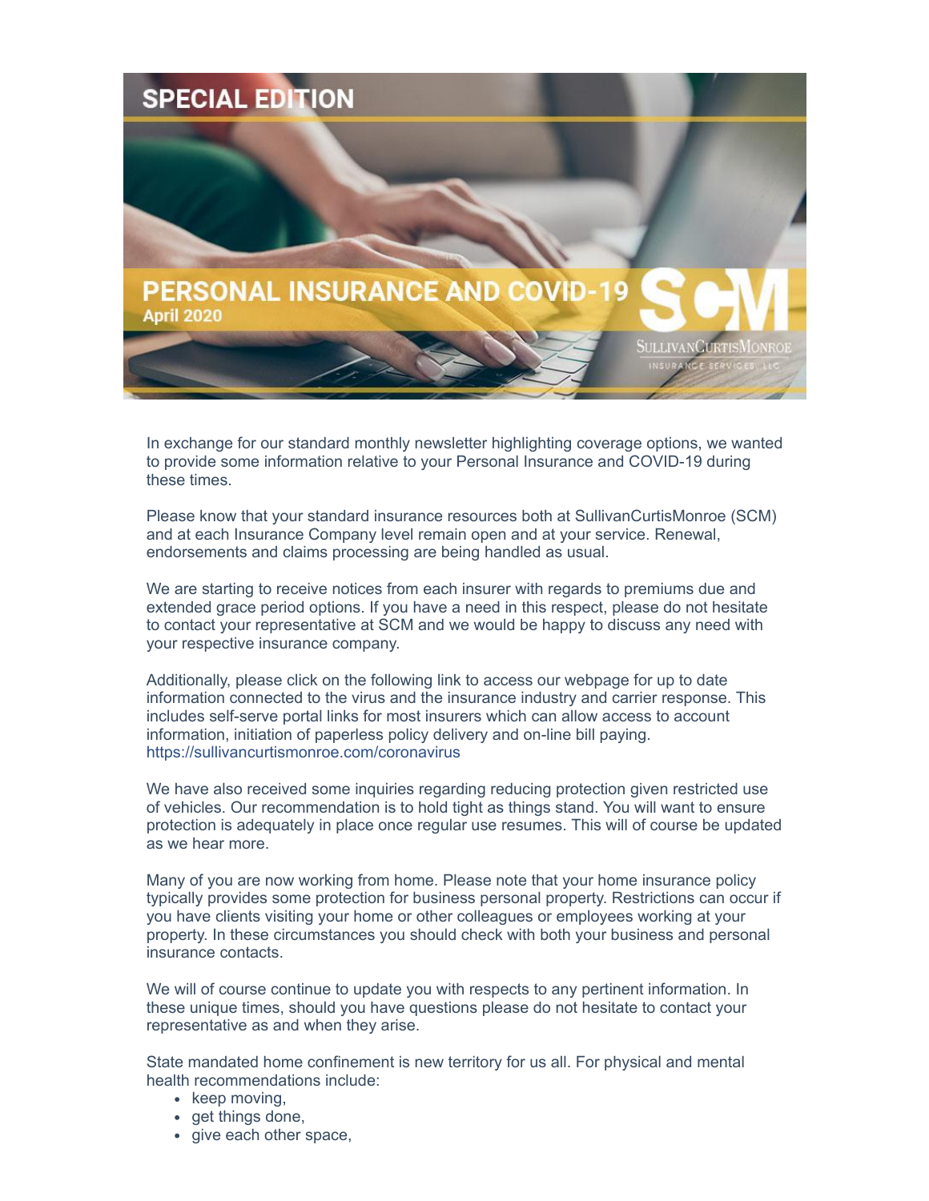# SPECIAL EDITION

## PERSONAL INSURANCE AND COVID-19

April 2020

SullivanCurtisMonroe Insurance Services, LLC

In exchange for our standard monthly newsletter highlighting coverage options, we wanted to provide some information relative to your Personal Insurance and COVID-19 during these times.

Please know that your standard insurance resources both at SullivanCurtisMonroe (SCM) and at each Insurance Company level remain open and at your service. Renewal, endorsements and claims processing are being handled as usual.

We are starting to receive notices from each insurer with regards to premiums due and extended grace period options. If you have a need in this respect, please do not hesitate to contact your representative at SCM and we would be happy to discuss any need with your respective insurance company.

Additionally, please click on the following link to access our webpage for up to date information connected to the virus and the insurance industry and carrier response. This includes self-serve portal links for most insurers which can allow access to account information, initiation of paperless policy delivery and on-line bill paying. https://sullivancurtismonroe.com/coronavirus

We have also received some inquiries regarding reducing protection given restricted use of vehicles. Our recommendation is to hold tight as things stand. You will want to ensure protection is adequately in place once regular use resumes. This will of course be updated as we hear more.

Many of you are now working from home. Please note that your home insurance policy typically provides some protection for business personal property. Restrictions can occur if you have clients visiting your home or other colleagues or employees working at your property. In these circumstances you should check with both your business and personal insurance contacts.

We will of course continue to update you with respects to any pertinent information. In these unique times, should you have questions please do not hesitate to contact your representative as and when they arise.

State mandated home confinement is new territory for us all. For physical and mental health recommendations include:

- keep moving,
- get things done,
- give each other space,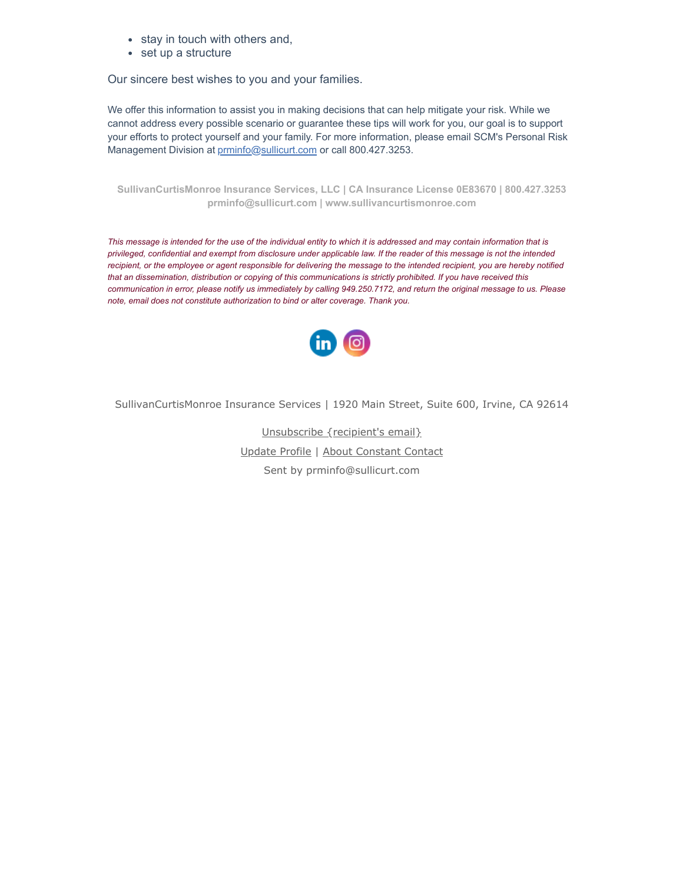- stay in touch with others and,
- set up a structure

Our sincere best wishes to you and your families.

We offer this information to assist you in making decisions that can help mitigate your risk. While we cannot address every possible scenario or guarantee these tips will work for you, our goal is to support your efforts to protect yourself and your family. For more information, please email SCM's Personal Risk Management Division at prminfo@sullicurt.com or call 800.427.3253.

**SullivanCurtisMonroe Insurance Services, LLC | CA Insurance License 0E83670 | 800.427.3253**
**prminfo@sullicurt.com | www.sullivancurtismonroe.com**

*This message is intended for the use of the individual entity to which it is addressed and may contain information that is privileged, confidential and exempt from disclosure under applicable law. If the reader of this message is not the intended recipient, or the employee or agent responsible for delivering the message to the intended recipient, you are hereby notified that an dissemination, distribution or copying of this communications is strictly prohibited. If you have received this communication in error, please notify us immediately by calling 949.250.7172, and return the original message to us. Please note, email does not constitute authorization to bind or alter coverage. Thank you.*

SullivanCurtisMonroe Insurance Services | 1920 Main Street, Suite 600, Irvine, CA 92614

Unsubscribe {recipient's email}

Update Profile | About Constant Contact

Sent by prminfo@sullicurt.com